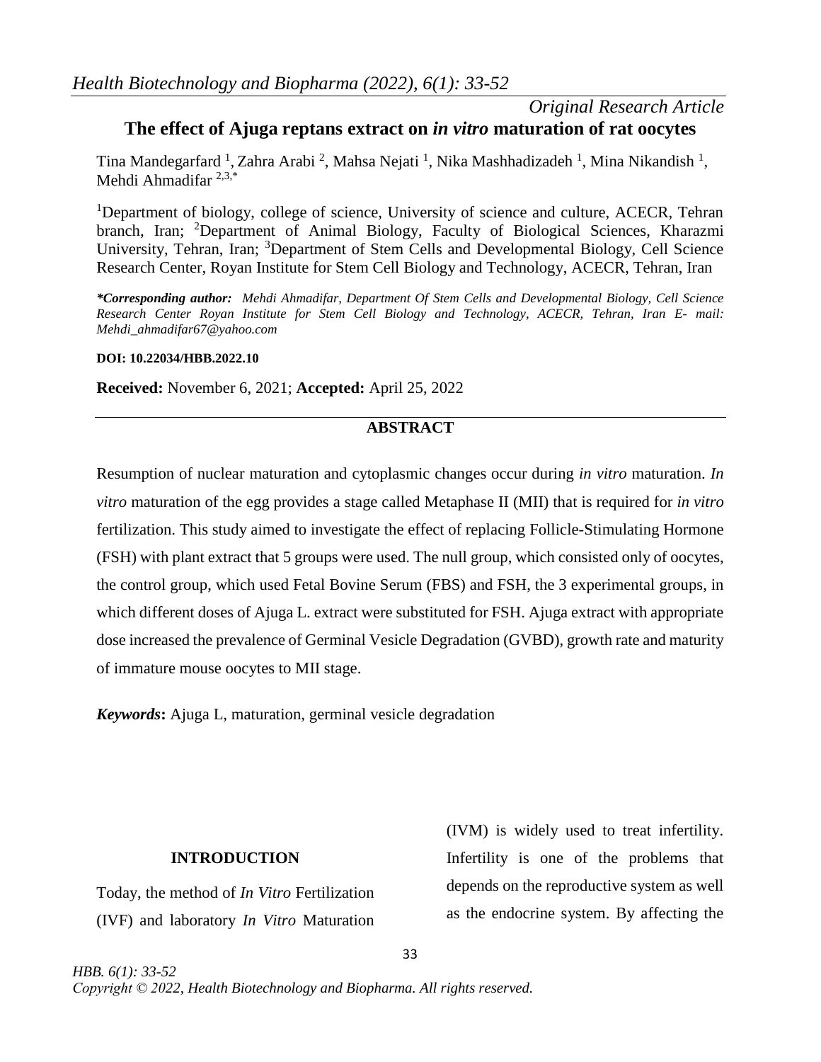*Original Research Article*

# The effect of Ajuga reptans extract on *in vitro* maturation of rat oocytes

Tina Mandegarfard [1], Zahra Arabi [2], Mahsa Nejati [1], Nika Mashhadizadeh [1], Mina Nikandish [1], Mehdi Ahmadifar [2,3,*]

[1]Department of biology, college of science, University of science and culture, ACECR, Tehran branch, Iran; [2]Department of Animal Biology, Faculty of Biological Sciences, Kharazmi University, Tehran, Iran; [3]Department of Stem Cells and Developmental Biology, Cell Science Research Center, Royan Institute for Stem Cell Biology and Technology, ACECR, Tehran, Iran

***Corresponding author:** *Mehdi Ahmadifar, Department Of Stem Cells and Developmental Biology, Cell Science Research Center Royan Institute for Stem Cell Biology and Technology, ACECR, Tehran, Iran E- mail: Mehdi_ahmadifar67@yahoo.com*

**DOI: 10.22034/HBB.2022.10**

**Received:** November 6, 2021; **Accepted:** April 25, 2022

## ABSTRACT

Resumption of nuclear maturation and cytoplasmic changes occur during *in vitro* maturation. *In vitro* maturation of the egg provides a stage called Metaphase II (MII) that is required for *in vitro* fertilization. This study aimed to investigate the effect of replacing Follicle-Stimulating Hormone (FSH) with plant extract that 5 groups were used. The null group, which consisted only of oocytes, the control group, which used Fetal Bovine Serum (FBS) and FSH, the 3 experimental groups, in which different doses of Ajuga L. extract were substituted for FSH. Ajuga extract with appropriate dose increased the prevalence of Germinal Vesicle Degradation (GVBD), growth rate and maturity of immature mouse oocytes to MII stage.

***Keywords*:** Ajuga L, maturation, germinal vesicle degradation

## INTRODUCTION

Today, the method of *In Vitro* Fertilization (IVF) and laboratory *In Vitro* Maturation (IVM) is widely used to treat infertility. Infertility is one of the problems that depends on the reproductive system as well as the endocrine system. By affecting the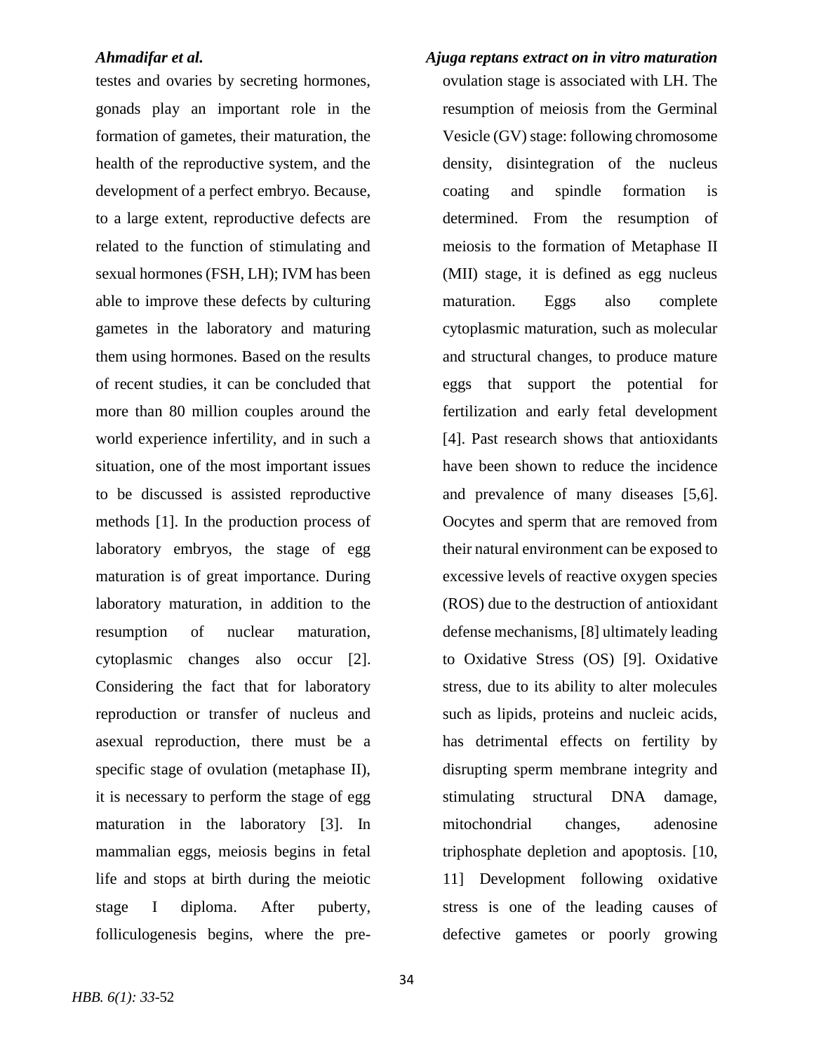testes and ovaries by secreting hormones, gonads play an important role in the formation of gametes, their maturation, the health of the reproductive system, and the development of a perfect embryo. Because, to a large extent, reproductive defects are related to the function of stimulating and sexual hormones (FSH, LH); IVM has been able to improve these defects by culturing gametes in the laboratory and maturing them using hormones. Based on the results of recent studies, it can be concluded that more than 80 million couples around the world experience infertility, and in such a situation, one of the most important issues to be discussed is assisted reproductive methods [1]. In the production process of laboratory embryos, the stage of egg maturation is of great importance. During laboratory maturation, in addition to the resumption of nuclear maturation, cytoplasmic changes also occur [2]. Considering the fact that for laboratory reproduction or transfer of nucleus and asexual reproduction, there must be a specific stage of ovulation (metaphase II), it is necessary to perform the stage of egg maturation in the laboratory [3]. In mammalian eggs, meiosis begins in fetal life and stops at birth during the meiotic stage I diploma. After puberty, folliculogenesis begins, where the pre-ovulation stage is associated with LH. The resumption of meiosis from the Germinal Vesicle (GV) stage: following chromosome density, disintegration of the nucleus coating and spindle formation is determined. From the resumption of meiosis to the formation of Metaphase II (MII) stage, it is defined as egg nucleus maturation. Eggs also complete cytoplasmic maturation, such as molecular and structural changes, to produce mature eggs that support the potential for fertilization and early fetal development [4]. Past research shows that antioxidants have been shown to reduce the incidence and prevalence of many diseases [5,6]. Oocytes and sperm that are removed from their natural environment can be exposed to excessive levels of reactive oxygen species (ROS) due to the destruction of antioxidant defense mechanisms, [8] ultimately leading to Oxidative Stress (OS) [9]. Oxidative stress, due to its ability to alter molecules such as lipids, proteins and nucleic acids, has detrimental effects on fertility by disrupting sperm membrane integrity and stimulating structural DNA damage, mitochondrial changes, adenosine triphosphate depletion and apoptosis. [10, 11] Development following oxidative stress is one of the leading causes of defective gametes or poorly growing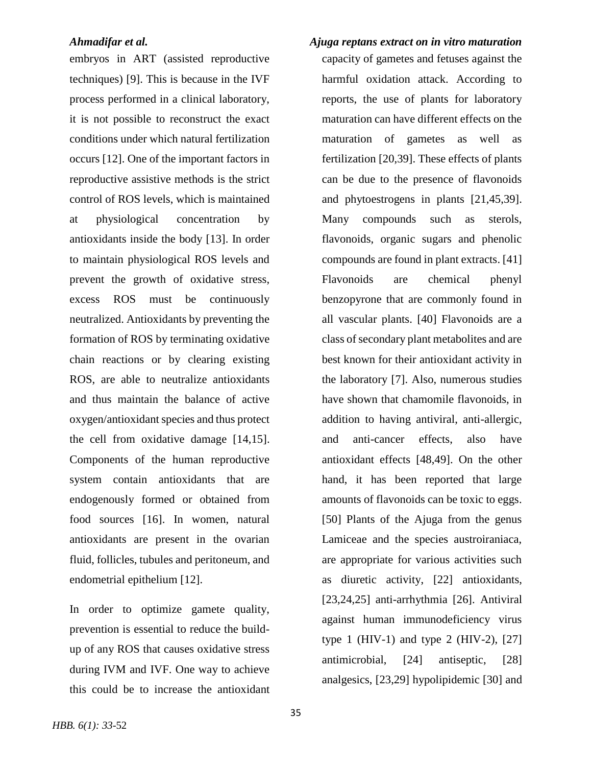embryos in ART (assisted reproductive techniques) [9]. This is because in the IVF process performed in a clinical laboratory, it is not possible to reconstruct the exact conditions under which natural fertilization occurs [12]. One of the important factors in reproductive assistive methods is the strict control of ROS levels, which is maintained at physiological concentration by antioxidants inside the body [13]. In order to maintain physiological ROS levels and prevent the growth of oxidative stress, excess ROS must be continuously neutralized. Antioxidants by preventing the formation of ROS by terminating oxidative chain reactions or by clearing existing ROS, are able to neutralize antioxidants and thus maintain the balance of active oxygen/antioxidant species and thus protect the cell from oxidative damage [14,15]. Components of the human reproductive system contain antioxidants that are endogenously formed or obtained from food sources [16]. In women, natural antioxidants are present in the ovarian fluid, follicles, tubules and peritoneum, and endometrial epithelium [12].

In order to optimize gamete quality, prevention is essential to reduce the build-up of any ROS that causes oxidative stress during IVM and IVF. One way to achieve this could be to increase the antioxidant capacity of gametes and fetuses against the harmful oxidation attack. According to reports, the use of plants for laboratory maturation can have different effects on the maturation of gametes as well as fertilization [20,39]. These effects of plants can be due to the presence of flavonoids and phytoestrogens in plants [21,45,39]. Many compounds such as sterols, flavonoids, organic sugars and phenolic compounds are found in plant extracts. [41] Flavonoids are chemical phenyl benzopyrone that are commonly found in all vascular plants. [40] Flavonoids are a class of secondary plant metabolites and are best known for their antioxidant activity in the laboratory [7]. Also, numerous studies have shown that chamomile flavonoids, in addition to having antiviral, anti-allergic, and anti-cancer effects, also have antioxidant effects [48,49]. On the other hand, it has been reported that large amounts of flavonoids can be toxic to eggs. [50] Plants of the Ajuga from the genus Lamiceae and the species austroiraniaca, are appropriate for various activities such as diuretic activity, [22] antioxidants, [23,24,25] anti-arrhythmia [26]. Antiviral against human immunodeficiency virus type 1 (HIV-1) and type 2 (HIV-2), [27] antimicrobial, [24] antiseptic, [28] analgesics, [23,29] hypolipidemic [30] and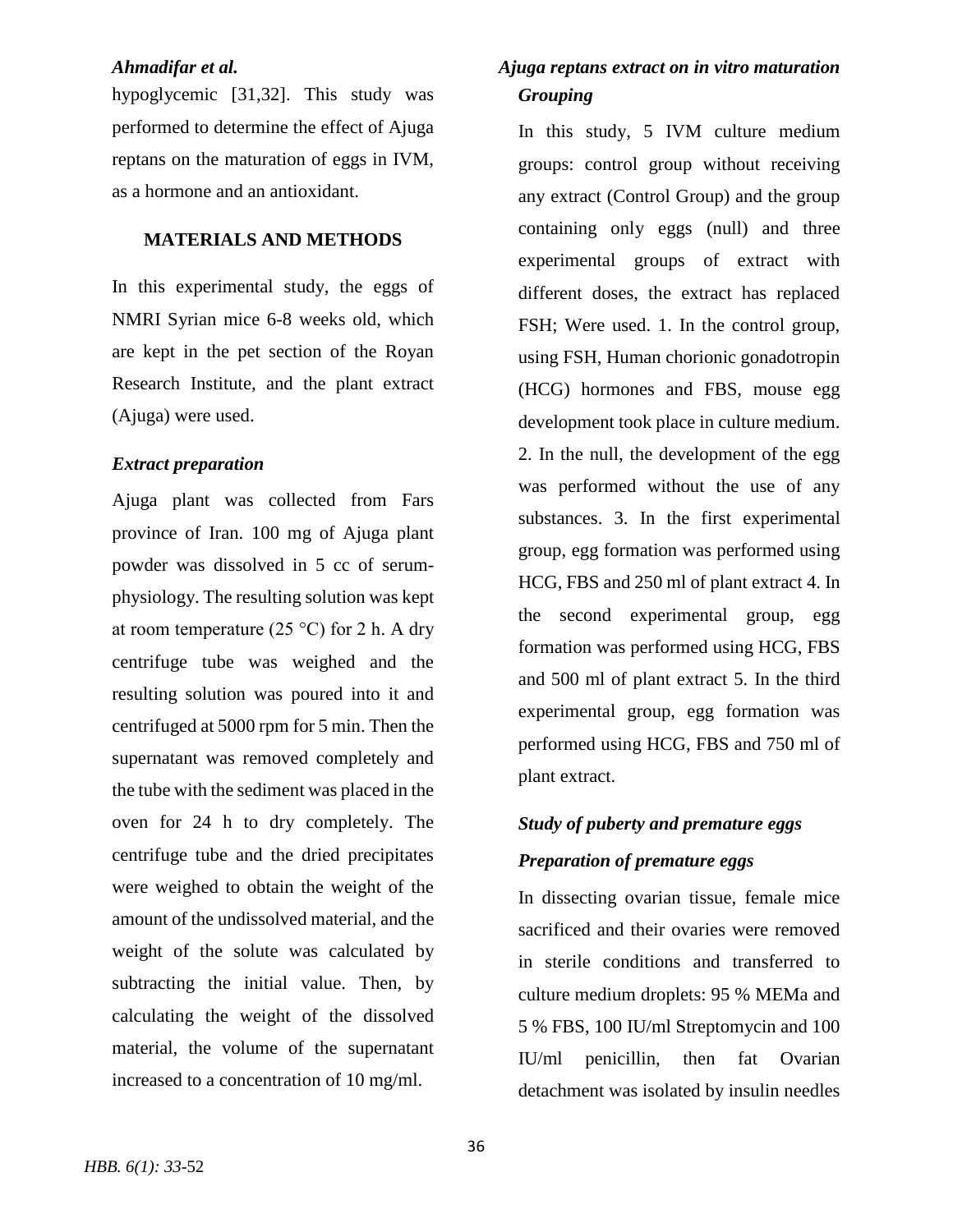hypoglycemic [31,32]. This study was performed to determine the effect of Ajuga reptans on the maturation of eggs in IVM, as a hormone and an antioxidant.

## MATERIALS AND METHODS

In this experimental study, the eggs of NMRI Syrian mice 6-8 weeks old, which are kept in the pet section of the Royan Research Institute, and the plant extract (Ajuga) were used.

### *Extract preparation*

Ajuga plant was collected from Fars province of Iran. 100 mg of Ajuga plant powder was dissolved in 5 cc of serum-physiology. The resulting solution was kept at room temperature (25 °C) for 2 h. A dry centrifuge tube was weighed and the resulting solution was poured into it and centrifuged at 5000 rpm for 5 min. Then the supernatant was removed completely and the tube with the sediment was placed in the oven for 24 h to dry completely. The centrifuge tube and the dried precipitates were weighed to obtain the weight of the amount of the undissolved material, and the weight of the solute was calculated by subtracting the initial value. Then, by calculating the weight of the dissolved material, the volume of the supernatant increased to a concentration of 10 mg/ml.

### *Grouping*

In this study, 5 IVM culture medium groups: control group without receiving any extract (Control Group) and the group containing only eggs (null) and three experimental groups of extract with different doses, the extract has replaced FSH; Were used. 1. In the control group, using FSH, Human chorionic gonadotropin (HCG) hormones and FBS, mouse egg development took place in culture medium. 2. In the null, the development of the egg was performed without the use of any substances. 3. In the first experimental group, egg formation was performed using HCG, FBS and 250 ml of plant extract 4. In the second experimental group, egg formation was performed using HCG, FBS and 500 ml of plant extract 5. In the third experimental group, egg formation was performed using HCG, FBS and 750 ml of plant extract.

### *Study of puberty and premature eggs*

### *Preparation of premature eggs*

In dissecting ovarian tissue, female mice sacrificed and their ovaries were removed in sterile conditions and transferred to culture medium droplets: 95 % MEMa and 5 % FBS, 100 IU/ml Streptomycin and 100 IU/ml penicillin, then fat Ovarian detachment was isolated by insulin needles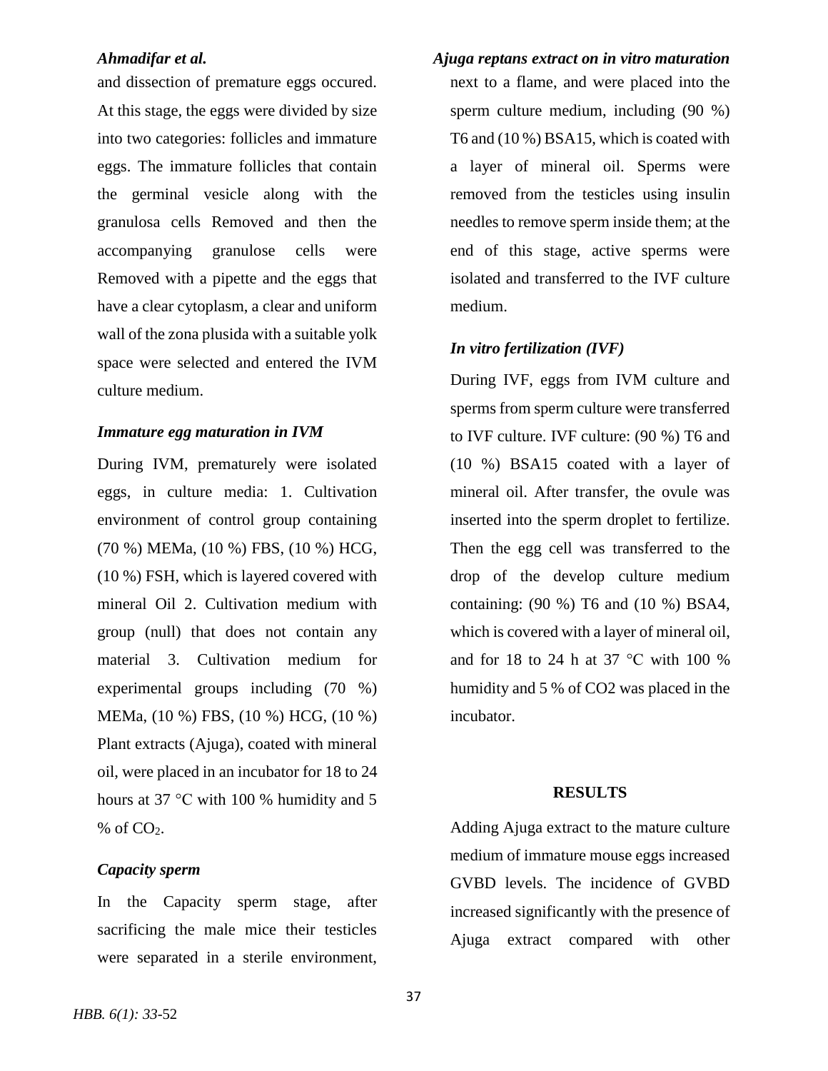and dissection of premature eggs occured. At this stage, the eggs were divided by size into two categories: follicles and immature eggs. The immature follicles that contain the germinal vesicle along with the granulosa cells Removed and then the accompanying granulose cells were Removed with a pipette and the eggs that have a clear cytoplasm, a clear and uniform wall of the zona plusida with a suitable yolk space were selected and entered the IVM culture medium.

### *Immature egg maturation in IVM*

During IVM, prematurely were isolated eggs, in culture media: 1. Cultivation environment of control group containing (70 %) MEMa, (10 %) FBS, (10 %) HCG, (10 %) FSH, which is layered covered with mineral Oil 2. Cultivation medium with group (null) that does not contain any material 3. Cultivation medium for experimental groups including (70 %) MEMa, (10 %) FBS, (10 %) HCG, (10 %) Plant extracts (Ajuga), coated with mineral oil, were placed in an incubator for 18 to 24 hours at 37 °C with 100 % humidity and 5 % of $CO_2$.

### *Capacity sperm*

In the Capacity sperm stage, after sacrificing the male mice their testicles were separated in a sterile environment, next to a flame, and were placed into the sperm culture medium, including (90 %) T6 and (10 %) BSA15, which is coated with a layer of mineral oil. Sperms were removed from the testicles using insulin needles to remove sperm inside them; at the end of this stage, active sperms were isolated and transferred to the IVF culture medium.

### *In vitro fertilization (IVF)*

During IVF, eggs from IVM culture and sperms from sperm culture were transferred to IVF culture. IVF culture: (90 %) T6 and (10 %) BSA15 coated with a layer of mineral oil. After transfer, the ovule was inserted into the sperm droplet to fertilize. Then the egg cell was transferred to the drop of the develop culture medium containing: (90 %) T6 and (10 %) BSA4, which is covered with a layer of mineral oil, and for 18 to 24 h at 37 °C with 100 % humidity and 5 % of CO2 was placed in the incubator.

## RESULTS

Adding Ajuga extract to the mature culture medium of immature mouse eggs increased GVBD levels. The incidence of GVBD increased significantly with the presence of Ajuga extract compared with other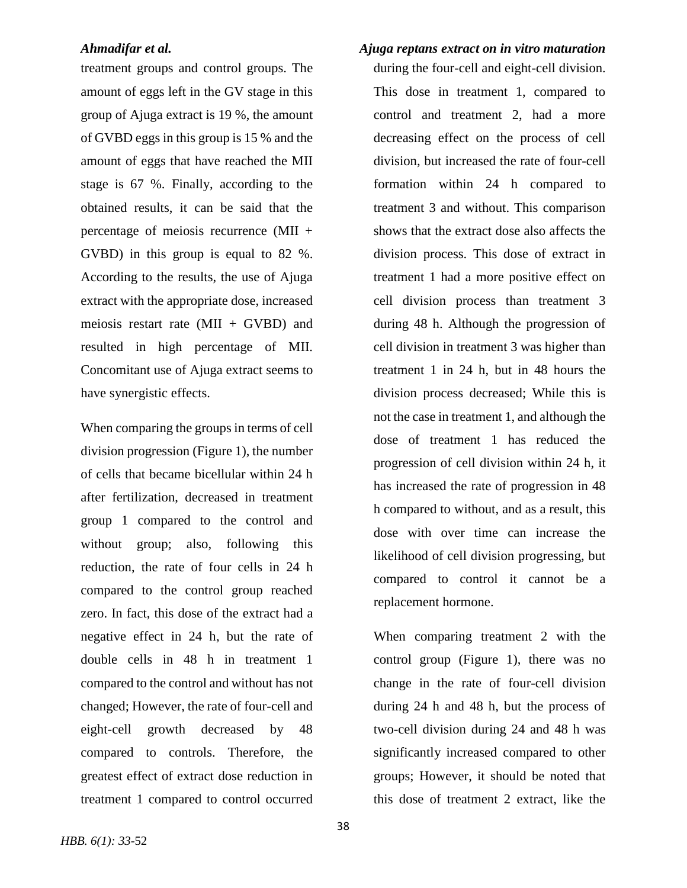treatment groups and control groups. The amount of eggs left in the GV stage in this group of Ajuga extract is 19 %, the amount of GVBD eggs in this group is 15 % and the amount of eggs that have reached the MII stage is 67 %. Finally, according to the obtained results, it can be said that the percentage of meiosis recurrence (MII + GVBD) in this group is equal to 82 %. According to the results, the use of Ajuga extract with the appropriate dose, increased meiosis restart rate (MII + GVBD) and resulted in high percentage of MII. Concomitant use of Ajuga extract seems to have synergistic effects.

When comparing the groups in terms of cell division progression (Figure 1), the number of cells that became bicellular within 24 h after fertilization, decreased in treatment group 1 compared to the control and without group; also, following this reduction, the rate of four cells in 24 h compared to the control group reached zero. In fact, this dose of the extract had a negative effect in 24 h, but the rate of double cells in 48 h in treatment 1 compared to the control and without has not changed; However, the rate of four-cell and eight-cell growth decreased by 48 compared to controls. Therefore, the greatest effect of extract dose reduction in treatment 1 compared to control occurred during the four-cell and eight-cell division. This dose in treatment 1, compared to control and treatment 2, had a more decreasing effect on the process of cell division, but increased the rate of four-cell formation within 24 h compared to treatment 3 and without. This comparison shows that the extract dose also affects the division process. This dose of extract in treatment 1 had a more positive effect on cell division process than treatment 3 during 48 h. Although the progression of cell division in treatment 3 was higher than treatment 1 in 24 h, but in 48 hours the division process decreased; While this is not the case in treatment 1, and although the dose of treatment 1 has reduced the progression of cell division within 24 h, it has increased the rate of progression in 48 h compared to without, and as a result, this dose with over time can increase the likelihood of cell division progressing, but compared to control it cannot be a replacement hormone.

When comparing treatment 2 with the control group (Figure 1), there was no change in the rate of four-cell division during 24 h and 48 h, but the process of two-cell division during 24 and 48 h was significantly increased compared to other groups; However, it should be noted that this dose of treatment 2 extract, like the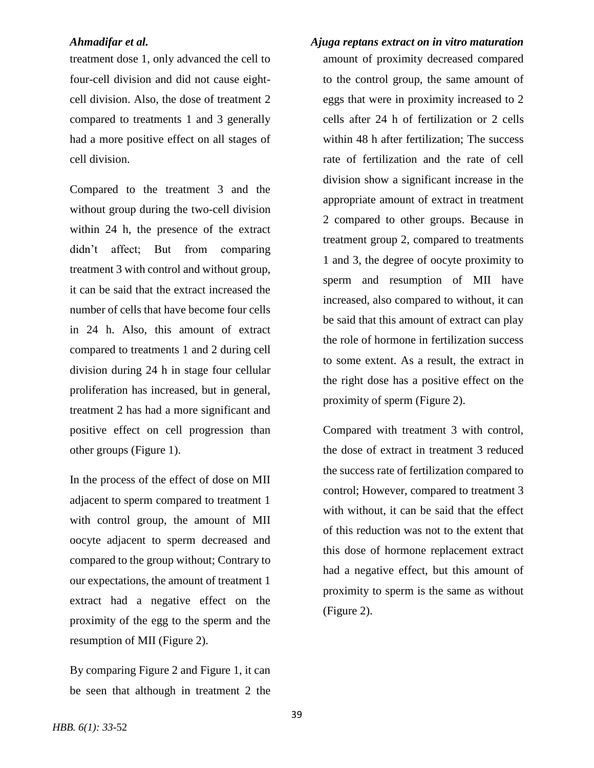treatment dose 1, only advanced the cell to four-cell division and did not cause eight-cell division. Also, the dose of treatment 2 compared to treatments 1 and 3 generally had a more positive effect on all stages of cell division.

Compared to the treatment 3 and the without group during the two-cell division within 24 h, the presence of the extract didn't affect; But from comparing treatment 3 with control and without group, it can be said that the extract increased the number of cells that have become four cells in 24 h. Also, this amount of extract compared to treatments 1 and 2 during cell division during 24 h in stage four cellular proliferation has increased, but in general, treatment 2 has had a more significant and positive effect on cell progression than other groups (Figure 1).

In the process of the effect of dose on MII adjacent to sperm compared to treatment 1 with control group, the amount of MII oocyte adjacent to sperm decreased and compared to the group without; Contrary to our expectations, the amount of treatment 1 extract had a negative effect on the proximity of the egg to the sperm and the resumption of MII (Figure 2).

By comparing Figure 2 and Figure 1, it can be seen that although in treatment 2 the amount of proximity decreased compared to the control group, the same amount of eggs that were in proximity increased to 2 cells after 24 h of fertilization or 2 cells within 48 h after fertilization; The success rate of fertilization and the rate of cell division show a significant increase in the appropriate amount of extract in treatment 2 compared to other groups. Because in treatment group 2, compared to treatments 1 and 3, the degree of oocyte proximity to sperm and resumption of MII have increased, also compared to without, it can be said that this amount of extract can play the role of hormone in fertilization success to some extent. As a result, the extract in the right dose has a positive effect on the proximity of sperm (Figure 2).

Compared with treatment 3 with control, the dose of extract in treatment 3 reduced the success rate of fertilization compared to control; However, compared to treatment 3 with without, it can be said that the effect of this reduction was not to the extent that this dose of hormone replacement extract had a negative effect, but this amount of proximity to sperm is the same as without (Figure 2).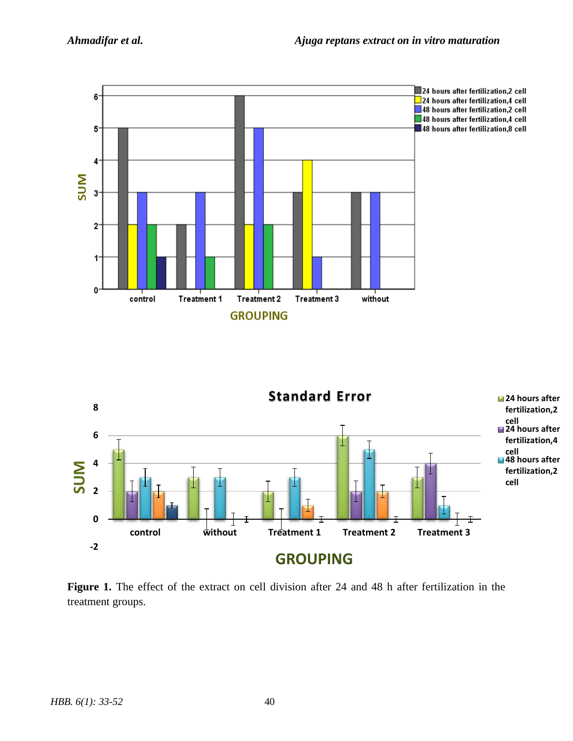**Figure 1.** The effect of the extract on cell division after 24 and 48 h after fertilization in the treatment groups.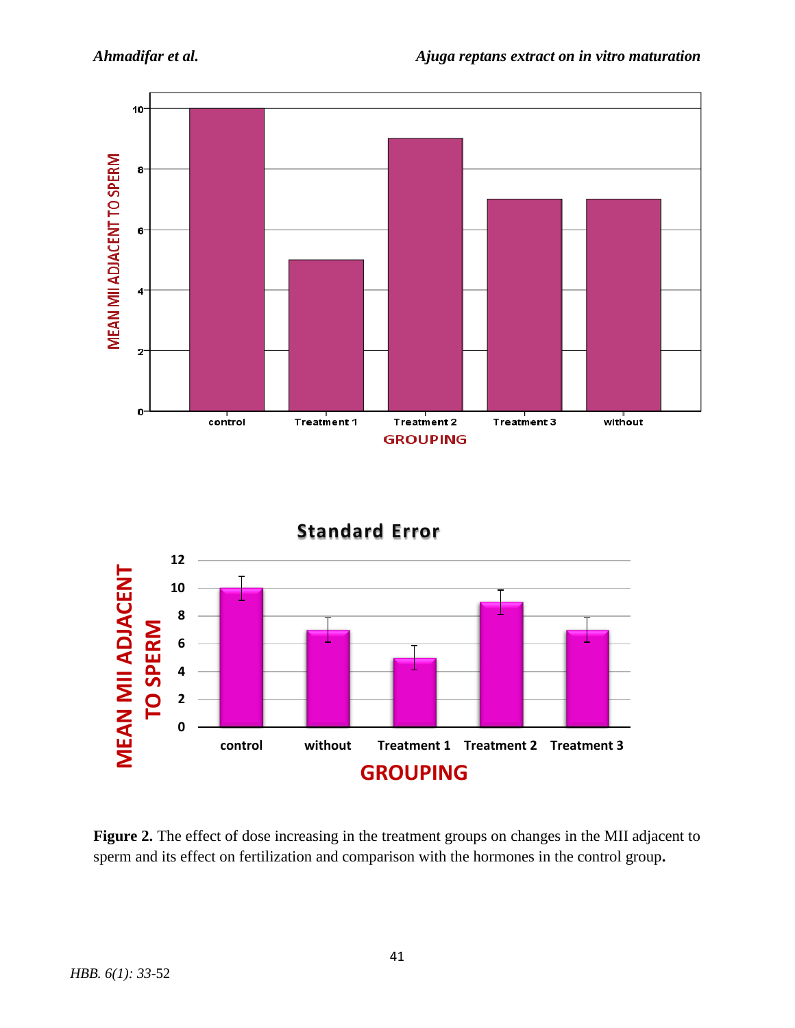**Figure 2.** The effect of dose increasing in the treatment groups on changes in the MII adjacent to sperm and its effect on fertilization and comparison with the hormones in the control group**.**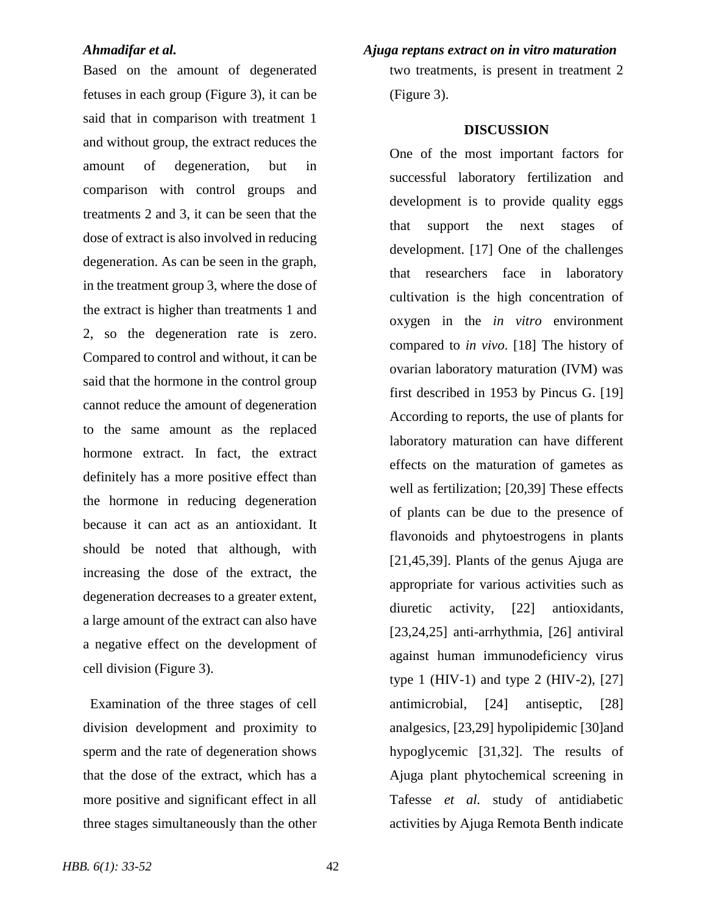Based on the amount of degenerated fetuses in each group (Figure 3), it can be said that in comparison with treatment 1 and without group, the extract reduces the amount of degeneration, but in comparison with control groups and treatments 2 and 3, it can be seen that the dose of extract is also involved in reducing degeneration. As can be seen in the graph, in the treatment group 3, where the dose of the extract is higher than treatments 1 and 2, so the degeneration rate is zero. Compared to control and without, it can be said that the hormone in the control group cannot reduce the amount of degeneration to the same amount as the replaced hormone extract. In fact, the extract definitely has a more positive effect than the hormone in reducing degeneration because it can act as an antioxidant. It should be noted that although, with increasing the dose of the extract, the degeneration decreases to a greater extent, a large amount of the extract can also have a negative effect on the development of cell division (Figure 3).

Examination of the three stages of cell division development and proximity to sperm and the rate of degeneration shows that the dose of the extract, which has a more positive and significant effect in all three stages simultaneously than the other two treatments, is present in treatment 2 (Figure 3).

## DISCUSSION

One of the most important factors for successful laboratory fertilization and development is to provide quality eggs that support the next stages of development. [17] One of the challenges that researchers face in laboratory cultivation is the high concentration of oxygen in the *in vitro* environment compared to *in vivo*. [18] The history of ovarian laboratory maturation (IVM) was first described in 1953 by Pincus G. [19] According to reports, the use of plants for laboratory maturation can have different effects on the maturation of gametes as well as fertilization; [20,39] These effects of plants can be due to the presence of flavonoids and phytoestrogens in plants [21,45,39]. Plants of the genus Ajuga are appropriate for various activities such as diuretic activity, [22] antioxidants, [23,24,25] anti-arrhythmia, [26] antiviral against human immunodeficiency virus type 1 (HIV-1) and type 2 (HIV-2), [27] antimicrobial, [24] antiseptic, [28] analgesics, [23,29] hypolipidemic [30]and hypoglycemic [31,32]. The results of Ajuga plant phytochemical screening in Tafesse *et al.* study of antidiabetic activities by Ajuga Remota Benth indicate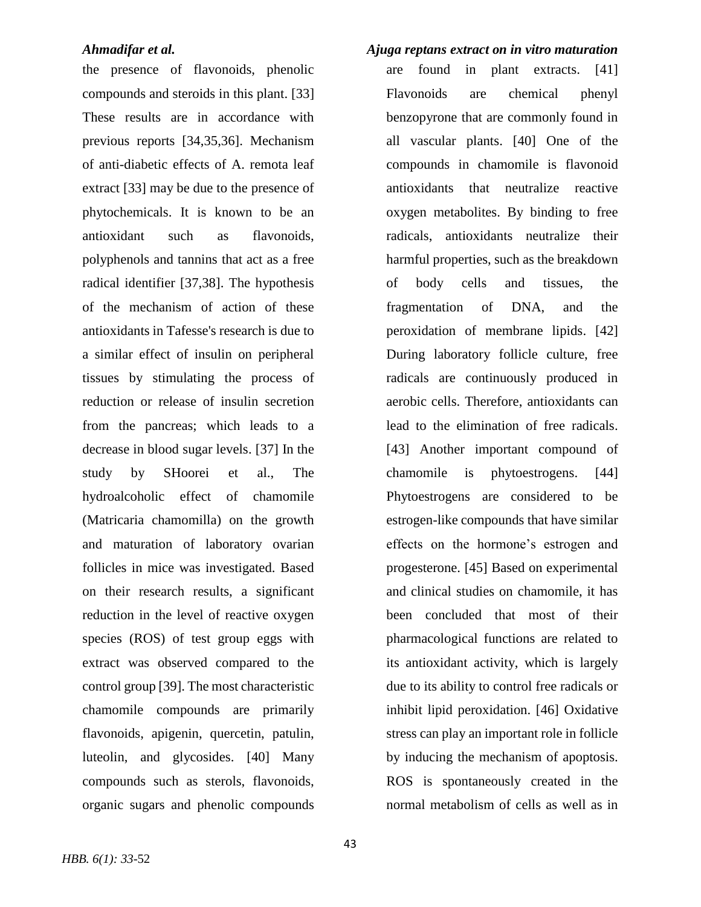the presence of flavonoids, phenolic compounds and steroids in this plant. [33] These results are in accordance with previous reports [34,35,36]. Mechanism of anti-diabetic effects of A. remota leaf extract [33] may be due to the presence of phytochemicals. It is known to be an antioxidant such as flavonoids, polyphenols and tannins that act as a free radical identifier [37,38]. The hypothesis of the mechanism of action of these antioxidants in Tafesse's research is due to a similar effect of insulin on peripheral tissues by stimulating the process of reduction or release of insulin secretion from the pancreas; which leads to a decrease in blood sugar levels. [37] In the study by SHoorei et al., The hydroalcoholic effect of chamomile (Matricaria chamomilla) on the growth and maturation of laboratory ovarian follicles in mice was investigated. Based on their research results, a significant reduction in the level of reactive oxygen species (ROS) of test group eggs with extract was observed compared to the control group [39]. The most characteristic chamomile compounds are primarily flavonoids, apigenin, quercetin, patulin, luteolin, and glycosides. [40] Many compounds such as sterols, flavonoids, organic sugars and phenolic compounds are found in plant extracts. [41] Flavonoids are chemical phenyl benzopyrone that are commonly found in all vascular plants. [40] One of the compounds in chamomile is flavonoid antioxidants that neutralize reactive oxygen metabolites. By binding to free radicals, antioxidants neutralize their harmful properties, such as the breakdown of body cells and tissues, the fragmentation of DNA, and the peroxidation of membrane lipids. [42] During laboratory follicle culture, free radicals are continuously produced in aerobic cells. Therefore, antioxidants can lead to the elimination of free radicals. [43] Another important compound of chamomile is phytoestrogens. [44] Phytoestrogens are considered to be estrogen-like compounds that have similar effects on the hormone's estrogen and progesterone. [45] Based on experimental and clinical studies on chamomile, it has been concluded that most of their pharmacological functions are related to its antioxidant activity, which is largely due to its ability to control free radicals or inhibit lipid peroxidation. [46] Oxidative stress can play an important role in follicle by inducing the mechanism of apoptosis. ROS is spontaneously created in the normal metabolism of cells as well as in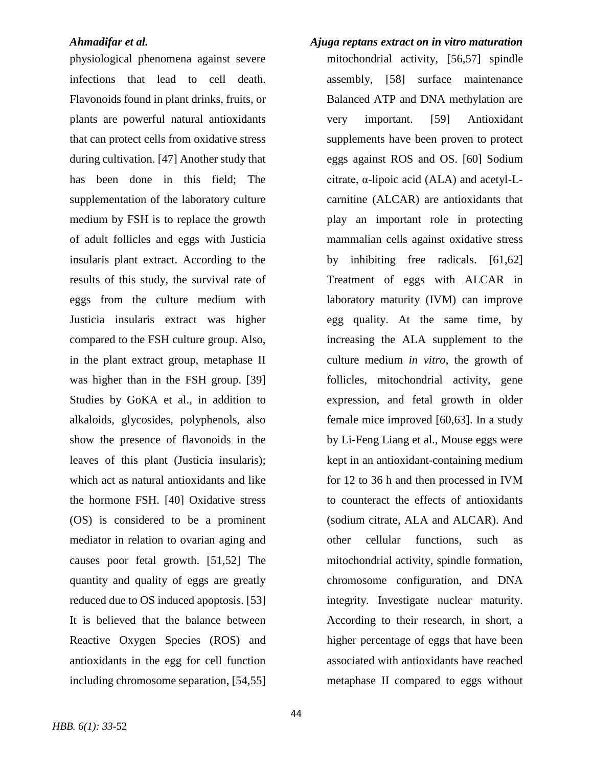physiological phenomena against severe infections that lead to cell death. Flavonoids found in plant drinks, fruits, or plants are powerful natural antioxidants that can protect cells from oxidative stress during cultivation. [47] Another study that has been done in this field; The supplementation of the laboratory culture medium by FSH is to replace the growth of adult follicles and eggs with Justicia insularis plant extract. According to the results of this study, the survival rate of eggs from the culture medium with Justicia insularis extract was higher compared to the FSH culture group. Also, in the plant extract group, metaphase II was higher than in the FSH group. [39] Studies by GoKA et al., in addition to alkaloids, glycosides, polyphenols, also show the presence of flavonoids in the leaves of this plant (Justicia insularis); which act as natural antioxidants and like the hormone FSH. [40] Oxidative stress (OS) is considered to be a prominent mediator in relation to ovarian aging and causes poor fetal growth. [51,52] The quantity and quality of eggs are greatly reduced due to OS induced apoptosis. [53] It is believed that the balance between Reactive Oxygen Species (ROS) and antioxidants in the egg for cell function including chromosome separation, [54,55] mitochondrial activity, [56,57] spindle assembly, [58] surface maintenance Balanced ATP and DNA methylation are very important. [59] Antioxidant supplements have been proven to protect eggs against ROS and OS. [60] Sodium citrate, α-lipoic acid (ALA) and acetyl-L-carnitine (ALCAR) are antioxidants that play an important role in protecting mammalian cells against oxidative stress by inhibiting free radicals. [61,62] Treatment of eggs with ALCAR in laboratory maturity (IVM) can improve egg quality. At the same time, by increasing the ALA supplement to the culture medium *in vitro*, the growth of follicles, mitochondrial activity, gene expression, and fetal growth in older female mice improved [60,63]. In a study by Li-Feng Liang et al., Mouse eggs were kept in an antioxidant-containing medium for 12 to 36 h and then processed in IVM to counteract the effects of antioxidants (sodium citrate, ALA and ALCAR). And other cellular functions, such as mitochondrial activity, spindle formation, chromosome configuration, and DNA integrity. Investigate nuclear maturity. According to their research, in short, a higher percentage of eggs that have been associated with antioxidants have reached metaphase II compared to eggs without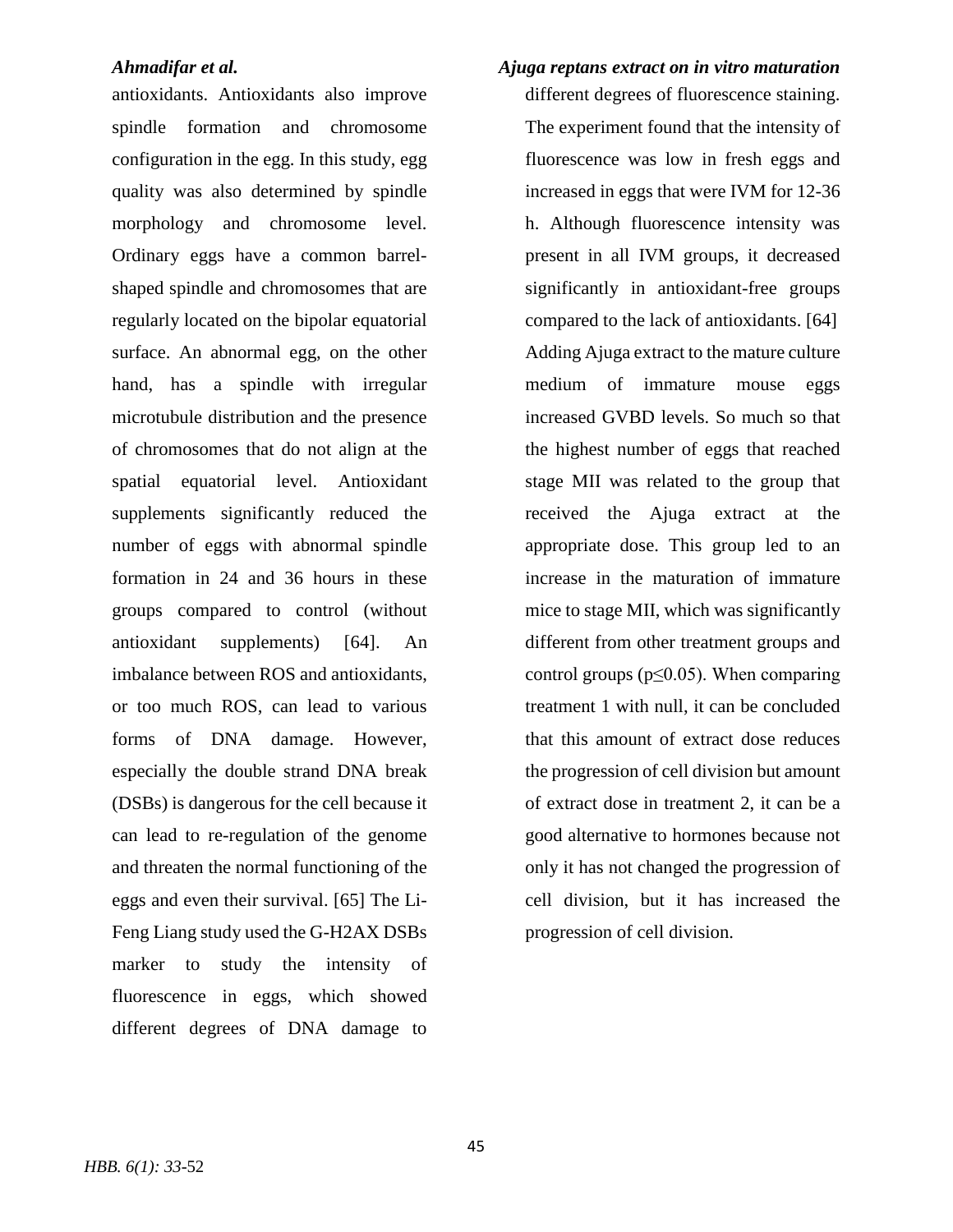antioxidants. Antioxidants also improve spindle formation and chromosome configuration in the egg. In this study, egg quality was also determined by spindle morphology and chromosome level. Ordinary eggs have a common barrel-shaped spindle and chromosomes that are regularly located on the bipolar equatorial surface. An abnormal egg, on the other hand, has a spindle with irregular microtubule distribution and the presence of chromosomes that do not align at the spatial equatorial level. Antioxidant supplements significantly reduced the number of eggs with abnormal spindle formation in 24 and 36 hours in these groups compared to control (without antioxidant supplements) [64]. An imbalance between ROS and antioxidants, or too much ROS, can lead to various forms of DNA damage. However, especially the double strand DNA break (DSBs) is dangerous for the cell because it can lead to re-regulation of the genome and threaten the normal functioning of the eggs and even their survival. [65] The Li-Feng Liang study used the G-H2AX DSBs marker to study the intensity of fluorescence in eggs, which showed different degrees of DNA damage to different degrees of fluorescence staining. The experiment found that the intensity of fluorescence was low in fresh eggs and increased in eggs that were IVM for 12-36 h. Although fluorescence intensity was present in all IVM groups, it decreased significantly in antioxidant-free groups compared to the lack of antioxidants. [64] Adding Ajuga extract to the mature culture medium of immature mouse eggs increased GVBD levels. So much so that the highest number of eggs that reached stage MII was related to the group that received the Ajuga extract at the appropriate dose. This group led to an increase in the maturation of immature mice to stage MII, which was significantly different from other treatment groups and control groups ($p \leq 0.05$). When comparing treatment 1 with null, it can be concluded that this amount of extract dose reduces the progression of cell division but amount of extract dose in treatment 2, it can be a good alternative to hormones because not only it has not changed the progression of cell division, but it has increased the progression of cell division.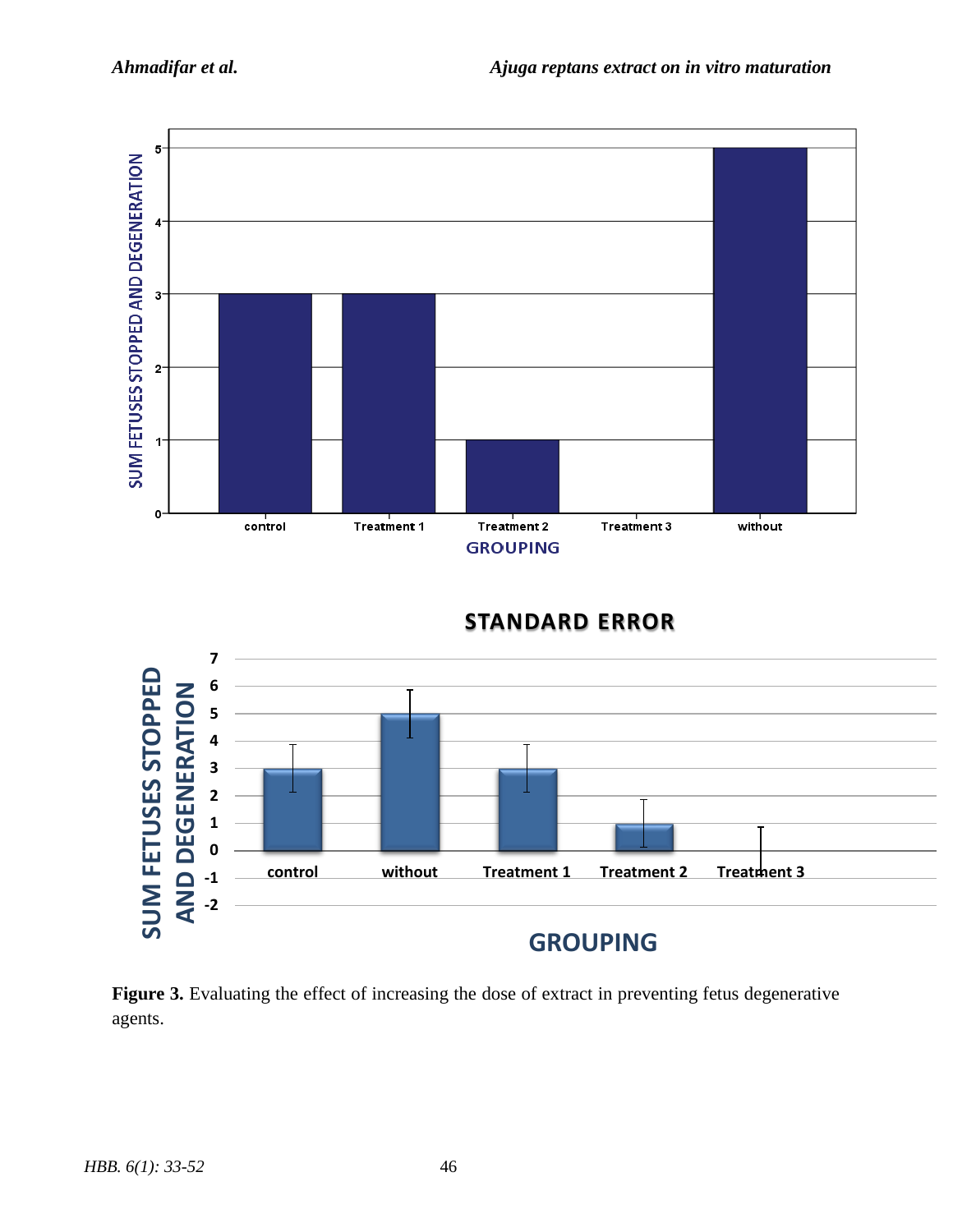**Figure 3.** Evaluating the effect of increasing the dose of extract in preventing fetus degenerative agents.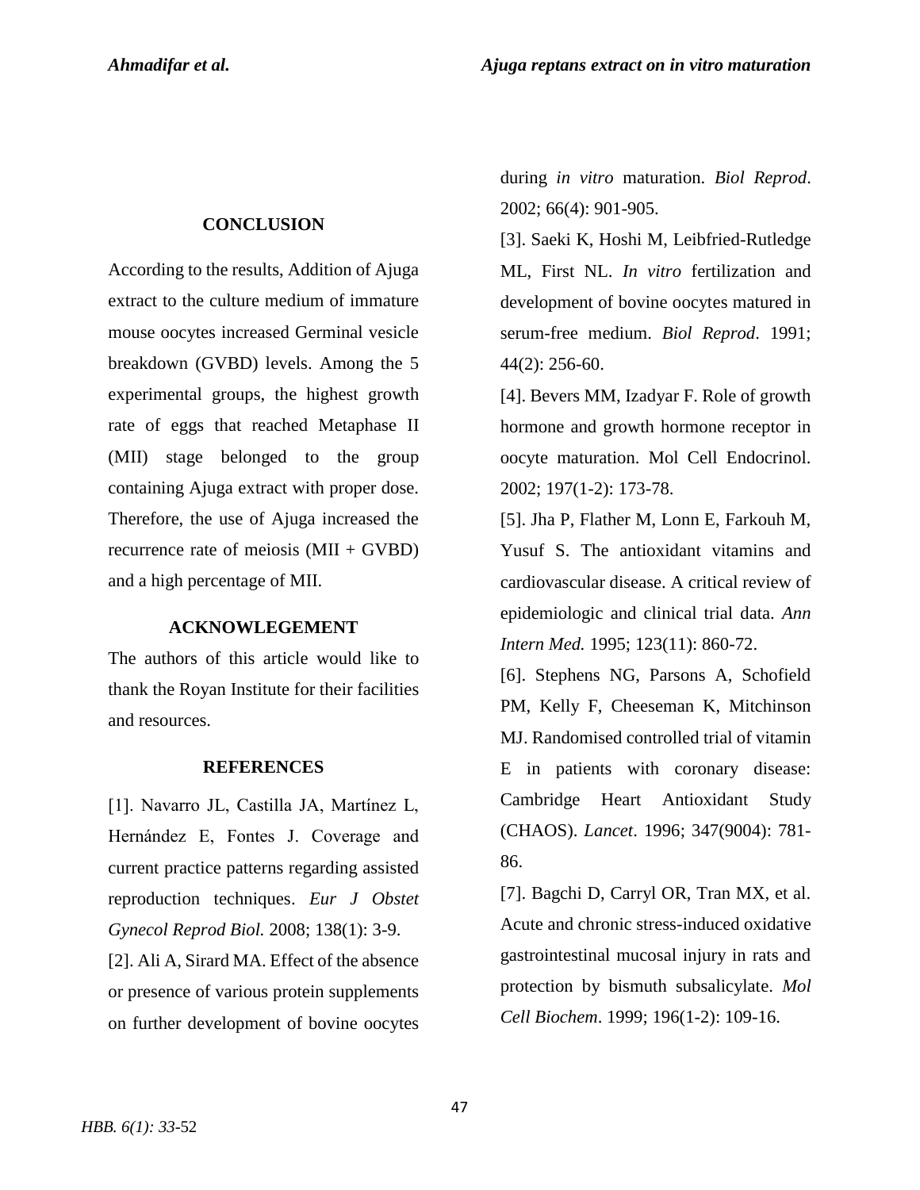## CONCLUSION

According to the results, Addition of Ajuga extract to the culture medium of immature mouse oocytes increased Germinal vesicle breakdown (GVBD) levels. Among the 5 experimental groups, the highest growth rate of eggs that reached Metaphase II (MII) stage belonged to the group containing Ajuga extract with proper dose. Therefore, the use of Ajuga increased the recurrence rate of meiosis (MII + GVBD) and a high percentage of MII.

## ACKNOWLEGEMENT

The authors of this article would like to thank the Royan Institute for their facilities and resources.

## REFERENCES

[1]. Navarro JL, Castilla JA, Martínez L, Hernández E, Fontes J. Coverage and current practice patterns regarding assisted reproduction techniques. *Eur J Obstet Gynecol Reprod Biol.* 2008; 138(1): 3-9.

[2]. Ali A, Sirard MA. Effect of the absence or presence of various protein supplements on further development of bovine oocytes during *in vitro* maturation. *Biol Reprod*. 2002; 66(4): 901-905.

[3]. Saeki K, Hoshi M, Leibfried-Rutledge ML, First NL. *In vitro* fertilization and development of bovine oocytes matured in serum-free medium. *Biol Reprod*. 1991; 44(2): 256-60.

[4]. Bevers MM, Izadyar F. Role of growth hormone and growth hormone receptor in oocyte maturation. Mol Cell Endocrinol. 2002; 197(1-2): 173-78.

[5]. Jha P, Flather M, Lonn E, Farkouh M, Yusuf S. The antioxidant vitamins and cardiovascular disease. A critical review of epidemiologic and clinical trial data. *Ann Intern Med.* 1995; 123(11): 860-72.

[6]. Stephens NG, Parsons A, Schofield PM, Kelly F, Cheeseman K, Mitchinson MJ. Randomised controlled trial of vitamin E in patients with coronary disease: Cambridge Heart Antioxidant Study (CHAOS). *Lancet*. 1996; 347(9004): 781-86.

[7]. Bagchi D, Carryl OR, Tran MX, et al. Acute and chronic stress-induced oxidative gastrointestinal mucosal injury in rats and protection by bismuth subsalicylate. *Mol Cell Biochem*. 1999; 196(1-2): 109-16.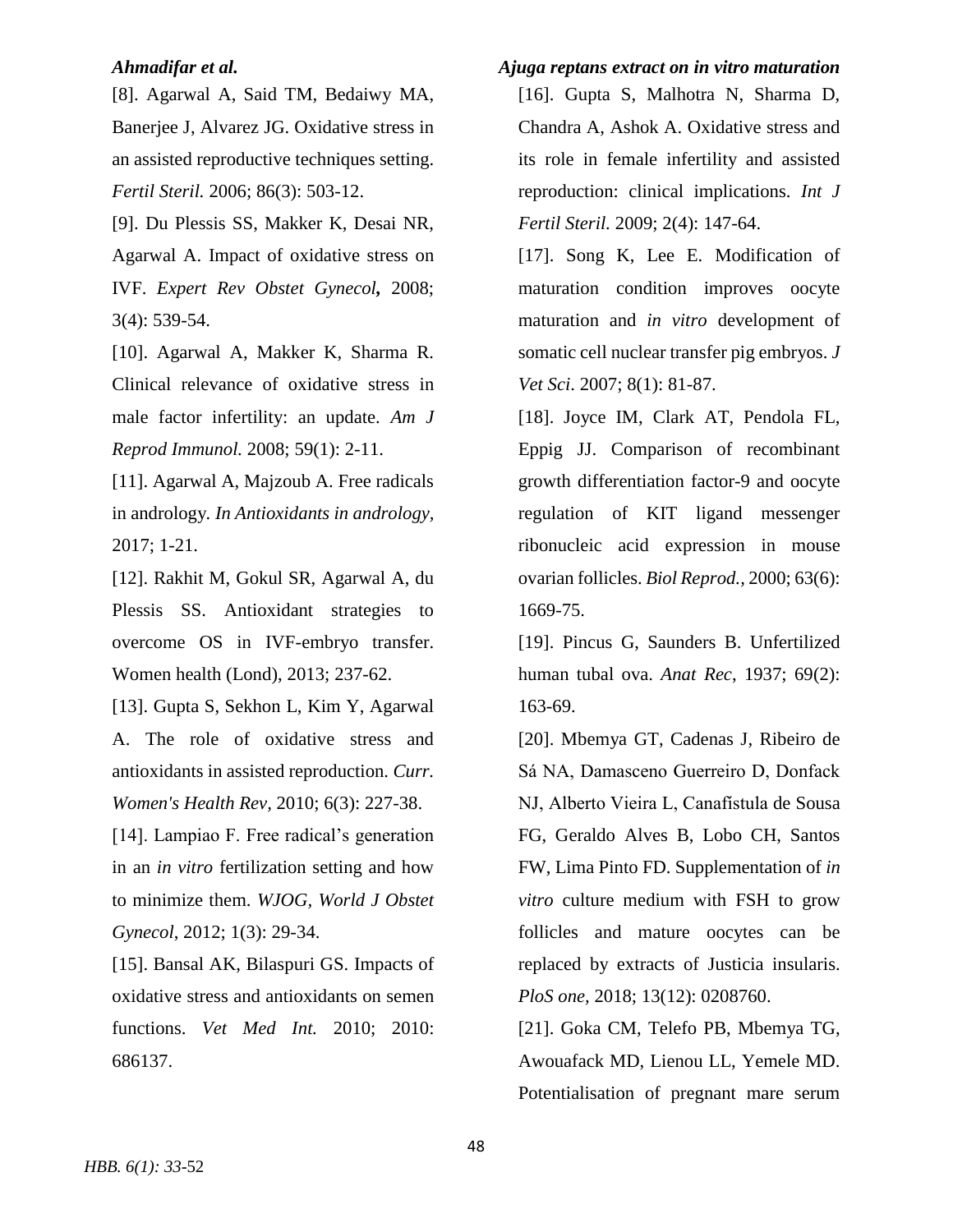[8]. Agarwal A, Said TM, Bedaiwy MA, Banerjee J, Alvarez JG. Oxidative stress in an assisted reproductive techniques setting. *Fertil Steril.* 2006; 86(3): 503-12.

[9]. Du Plessis SS, Makker K, Desai NR, Agarwal A. Impact of oxidative stress on IVF. *Expert Rev Obstet Gynecol***,** 2008; 3(4): 539-54.

[10]. Agarwal A, Makker K, Sharma R. Clinical relevance of oxidative stress in male factor infertility: an update. *Am J Reprod Immunol.* 2008; 59(1): 2-11.

[11]. Agarwal A, Majzoub A. Free radicals in andrology. *In Antioxidants in andrology,* 2017; 1-21.

[12]. Rakhit M, Gokul SR, Agarwal A, du Plessis SS. Antioxidant strategies to overcome OS in IVF-embryo transfer. Women health (Lond), 2013; 237-62.

[13]. Gupta S, Sekhon L, Kim Y, Agarwal A. The role of oxidative stress and antioxidants in assisted reproduction. *Curr. Women's Health Rev,* 2010; 6(3): 227-38.

[14]. Lampiao F. Free radical's generation in an *in vitro* fertilization setting and how to minimize them. *WJOG, World J Obstet Gynecol*, 2012; 1(3): 29-34.

[15]. Bansal AK, Bilaspuri GS. Impacts of oxidative stress and antioxidants on semen functions. *Vet Med Int.* 2010; 2010: 686137.

[16]. Gupta S, Malhotra N, Sharma D, Chandra A, Ashok A. Oxidative stress and its role in female infertility and assisted reproduction: clinical implications. *Int J Fertil Steril.* 2009; 2(4): 147-64.

[17]. Song K, Lee E. Modification of maturation condition improves oocyte maturation and *in vitro* development of somatic cell nuclear transfer pig embryos. *J Vet Sci*. 2007; 8(1): 81-87.

[18]. Joyce IM, Clark AT, Pendola FL, Eppig JJ. Comparison of recombinant growth differentiation factor-9 and oocyte regulation of KIT ligand messenger ribonucleic acid expression in mouse ovarian follicles. *Biol Reprod.,* 2000; 63(6): 1669-75.

[19]. Pincus G, Saunders B. Unfertilized human tubal ova. *Anat Rec*, 1937; 69(2): 163-69.

[20]. Mbemya GT, Cadenas J, Ribeiro de Sá NA, Damasceno Guerreiro D, Donfack NJ, Alberto Vieira L, Canafístula de Sousa FG, Geraldo Alves B, Lobo CH, Santos FW, Lima Pinto FD. Supplementation of *in vitro* culture medium with FSH to grow follicles and mature oocytes can be replaced by extracts of Justicia insularis. *PloS one,* 2018; 13(12): 0208760.

[21]. Goka CM, Telefo PB, Mbemya TG, Awouafack MD, Lienou LL, Yemele MD. Potentialisation of pregnant mare serum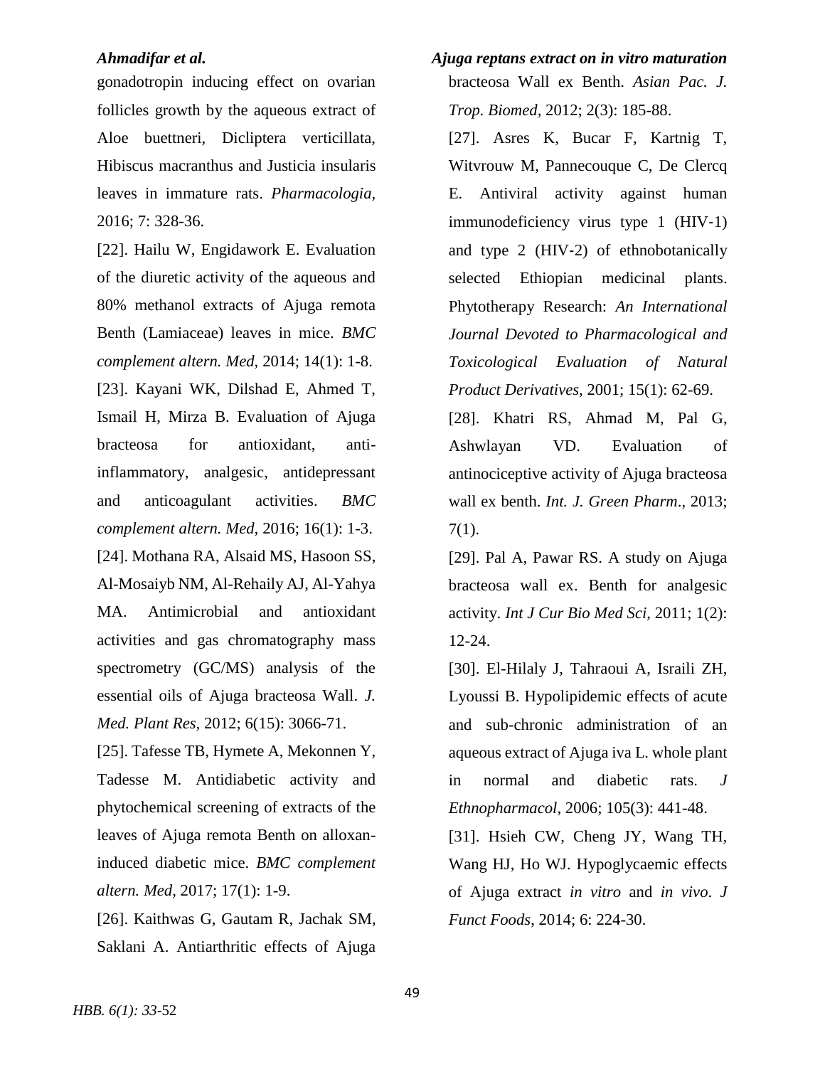gonadotropin inducing effect on ovarian follicles growth by the aqueous extract of Aloe buettneri, Dicliptera verticillata, Hibiscus macranthus and Justicia insularis leaves in immature rats. *Pharmacologia,* 2016; 7: 328-36.

[22]. Hailu W, Engidawork E. Evaluation of the diuretic activity of the aqueous and 80% methanol extracts of Ajuga remota Benth (Lamiaceae) leaves in mice. *BMC complement altern. Med,* 2014; 14(1): 1-8.

[23]. Kayani WK, Dilshad E, Ahmed T, Ismail H, Mirza B. Evaluation of Ajuga bracteosa for antioxidant, anti-inflammatory, analgesic, antidepressant and anticoagulant activities. *BMC complement altern. Med,* 2016; 16(1): 1-3.

[24]. Mothana RA, Alsaid MS, Hasoon SS, Al-Mosaiyb NM, Al-Rehaily AJ, Al-Yahya MA. Antimicrobial and antioxidant activities and gas chromatography mass spectrometry (GC/MS) analysis of the essential oils of Ajuga bracteosa Wall. *J. Med. Plant Res,* 2012; 6(15): 3066-71.

[25]. Tafesse TB, Hymete A, Mekonnen Y, Tadesse M. Antidiabetic activity and phytochemical screening of extracts of the leaves of Ajuga remota Benth on alloxan-induced diabetic mice. *BMC complement altern. Med,* 2017; 17(1): 1-9.

[26]. Kaithwas G, Gautam R, Jachak SM, Saklani A. Antiarthritic effects of Ajuga bracteosa Wall ex Benth. *Asian Pac. J. Trop. Biomed,* 2012; 2(3): 185-88.

[27]. Asres K, Bucar F, Kartnig T, Witvrouw M, Pannecouque C, De Clercq E. Antiviral activity against human immunodeficiency virus type 1 (HIV-1) and type 2 (HIV-2) of ethnobotanically selected Ethiopian medicinal plants. Phytotherapy Research: *An International Journal Devoted to Pharmacological and Toxicological Evaluation of Natural Product Derivatives*, 2001; 15(1): 62-69.

[28]. Khatri RS, Ahmad M, Pal G, Ashwlayan VD. Evaluation of antinociceptive activity of Ajuga bracteosa wall ex benth. *Int. J. Green Pharm*., 2013; 7(1).

[29]. Pal A, Pawar RS. A study on Ajuga bracteosa wall ex. Benth for analgesic activity. *Int J Cur Bio Med Sci,* 2011; 1(2): 12-24.

[30]. El-Hilaly J, Tahraoui A, Israili ZH, Lyoussi B. Hypolipidemic effects of acute and sub-chronic administration of an aqueous extract of Ajuga iva L. whole plant in normal and diabetic rats. *J Ethnopharmacol*, 2006; 105(3): 441-48.

[31]. Hsieh CW, Cheng JY, Wang TH, Wang HJ, Ho WJ. Hypoglycaemic effects of Ajuga extract *in vitro* and *in vivo*. *J Funct Foods*, 2014; 6: 224-30.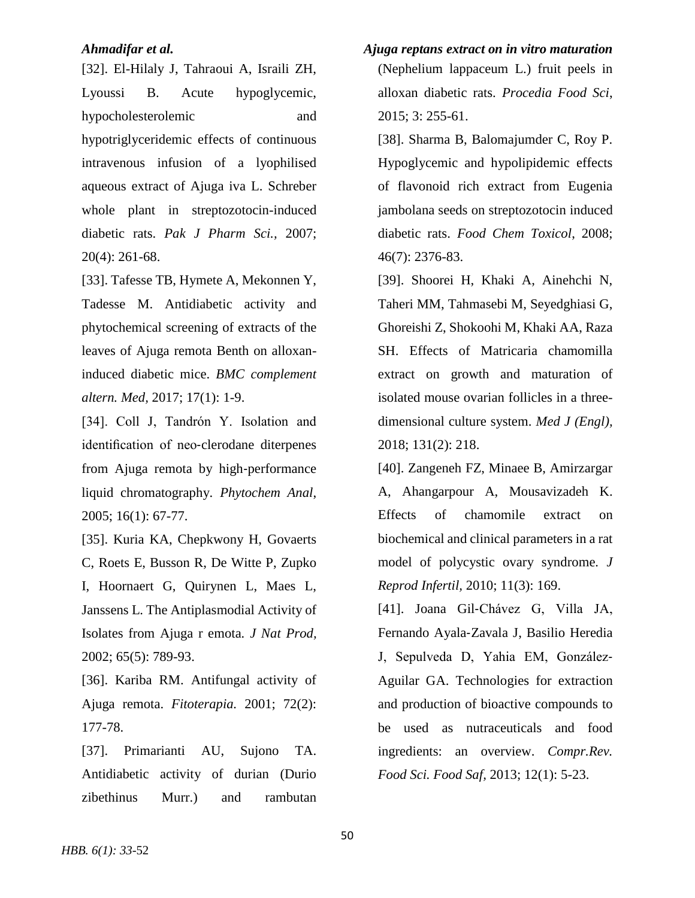[32]. El-Hilaly J, Tahraoui A, Israili ZH, Lyoussi B. Acute hypoglycemic, hypocholesterolemic and hypotriglyceridemic effects of continuous intravenous infusion of a lyophilised aqueous extract of Ajuga iva L. Schreber whole plant in streptozotocin-induced diabetic rats. *Pak J Pharm Sci.*, 2007; 20(4): 261-68.

[33]. Tafesse TB, Hymete A, Mekonnen Y, Tadesse M. Antidiabetic activity and phytochemical screening of extracts of the leaves of Ajuga remota Benth on alloxan-induced diabetic mice. *BMC complement altern. Med*, 2017; 17(1): 1-9.

[34]. Coll J, Tandrón Y. Isolation and identification of neo-clerodane diterpenes from Ajuga remota by high-performance liquid chromatography. *Phytochem Anal*, 2005; 16(1): 67-77.

[35]. Kuria KA, Chepkwony H, Govaerts C, Roets E, Busson R, De Witte P, Zupko I, Hoornaert G, Quirynen L, Maes L, Janssens L. The Antiplasmodial Activity of Isolates from Ajuga r emota. *J Nat Prod*, 2002; 65(5): 789-93.

[36]. Kariba RM. Antifungal activity of Ajuga remota. *Fitoterapia.* 2001; 72(2): 177-78.

[37]. Primarianti AU, Sujono TA. Antidiabetic activity of durian (Durio zibethinus Murr.) and rambutan (Nephelium lappaceum L.) fruit peels in alloxan diabetic rats. *Procedia Food Sci*, 2015; 3: 255-61.

[38]. Sharma B, Balomajumder C, Roy P. Hypoglycemic and hypolipidemic effects of flavonoid rich extract from Eugenia jambolana seeds on streptozotocin induced diabetic rats. *Food Chem Toxicol*, 2008; 46(7): 2376-83.

[39]. Shoorei H, Khaki A, Ainehchi N, Taheri MM, Tahmasebi M, Seyedghiasi G, Ghoreishi Z, Shokoohi M, Khaki AA, Raza SH. Effects of Matricaria chamomilla extract on growth and maturation of isolated mouse ovarian follicles in a three-dimensional culture system. *Med J (Engl),* 2018; 131(2): 218.

[40]. Zangeneh FZ, Minaee B, Amirzargar A, Ahangarpour A, Mousavizadeh K. Effects of chamomile extract on biochemical and clinical parameters in a rat model of polycystic ovary syndrome. *J Reprod Infertil*, 2010; 11(3): 169.

[41]. Joana Gil-Chávez G, Villa JA, Fernando Ayala-Zavala J, Basilio Heredia J, Sepulveda D, Yahia EM, González-Aguilar GA. Technologies for extraction and production of bioactive compounds to be used as nutraceuticals and food ingredients: an overview. *Compr.Rev. Food Sci. Food Saf*, 2013; 12(1): 5-23.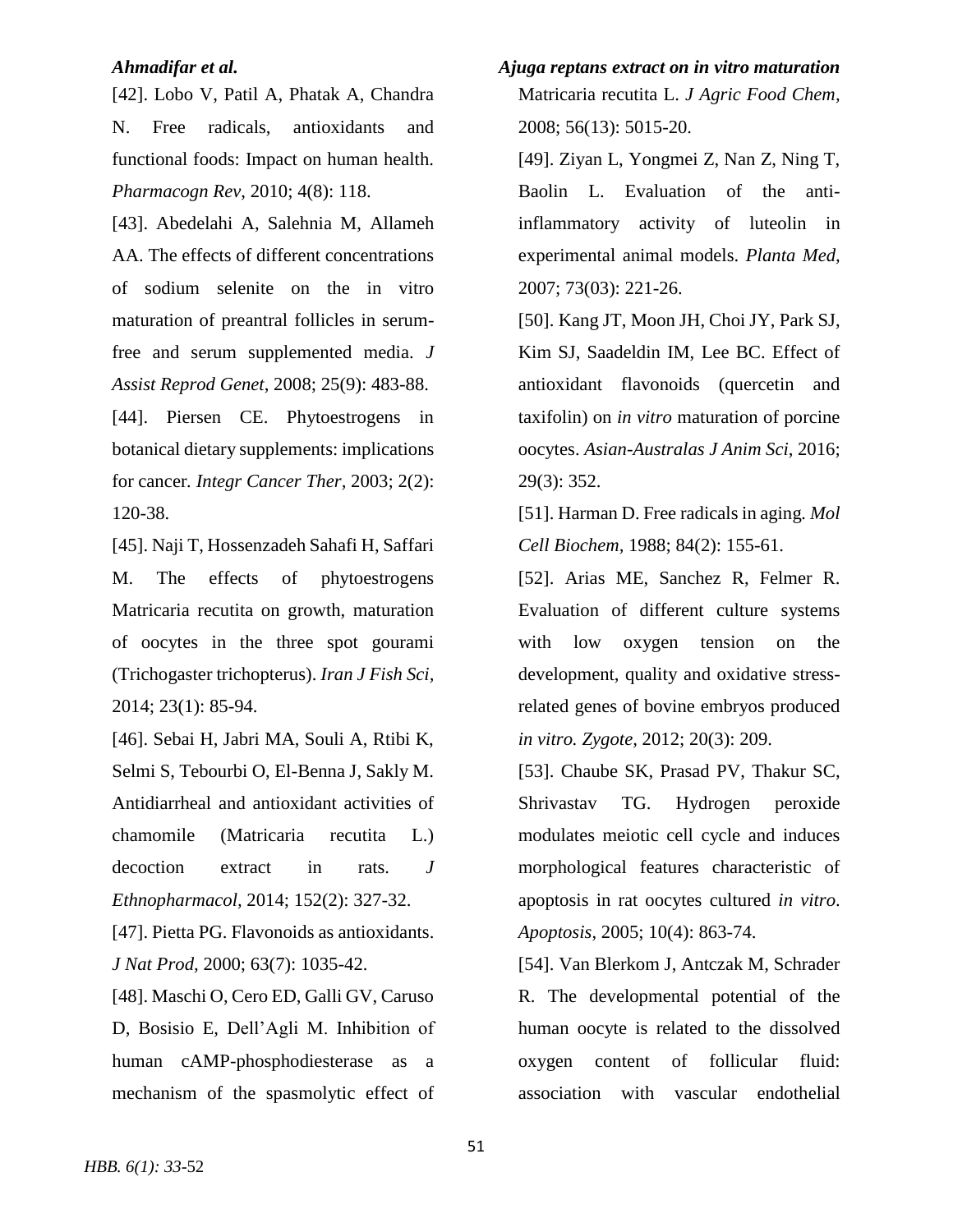[42]. Lobo V, Patil A, Phatak A, Chandra N. Free radicals, antioxidants and functional foods: Impact on human health. *Pharmacogn Rev*, 2010; 4(8): 118.

[43]. Abedelahi A, Salehnia M, Allameh AA. The effects of different concentrations of sodium selenite on the in vitro maturation of preantral follicles in serum-free and serum supplemented media. *J Assist Reprod Genet*, 2008; 25(9): 483-88.

[44]. Piersen CE. Phytoestrogens in botanical dietary supplements: implications for cancer. *Integr Cancer Ther,* 2003; 2(2): 120-38.

[45]. Naji T, Hossenzadeh Sahafi H, Saffari M. The effects of phytoestrogens Matricaria recutita on growth, maturation of oocytes in the three spot gourami (Trichogaster trichopterus). *Iran J Fish Sci,* 2014; 23(1): 85-94.

[46]. Sebai H, Jabri MA, Souli A, Rtibi K, Selmi S, Tebourbi O, El-Benna J, Sakly M. Antidiarrheal and antioxidant activities of chamomile (Matricaria recutita L.) decoction extract in rats. *J Ethnopharmacol,* 2014; 152(2): 327-32.

[47]. Pietta PG. Flavonoids as antioxidants. *J Nat Prod,* 2000; 63(7): 1035-42.

[48]. Maschi O, Cero ED, Galli GV, Caruso D, Bosisio E, Dell'Agli M. Inhibition of human cAMP-phosphodiesterase as a mechanism of the spasmolytic effect of Matricaria recutita L. *J Agric Food Chem,* 2008; 56(13): 5015-20.

[49]. Ziyan L, Yongmei Z, Nan Z, Ning T, Baolin L. Evaluation of the anti-inflammatory activity of luteolin in experimental animal models. *Planta Med,* 2007; 73(03): 221-26.

[50]. Kang JT, Moon JH, Choi JY, Park SJ, Kim SJ, Saadeldin IM, Lee BC. Effect of antioxidant flavonoids (quercetin and taxifolin) on *in vitro* maturation of porcine oocytes. *Asian-Australas J Anim Sci*, 2016; 29(3): 352.

[51]. Harman D. Free radicals in aging. *Mol Cell Biochem,* 1988; 84(2): 155-61.

[52]. Arias ME, Sanchez R, Felmer R. Evaluation of different culture systems with low oxygen tension on the development, quality and oxidative stress-related genes of bovine embryos produced *in vitro. Zygote*, 2012; 20(3): 209.

[53]. Chaube SK, Prasad PV, Thakur SC, Shrivastav TG. Hydrogen peroxide modulates meiotic cell cycle and induces morphological features characteristic of apoptosis in rat oocytes cultured *in vitro*. *Apoptosis*, 2005; 10(4): 863-74.

[54]. Van Blerkom J, Antczak M, Schrader R. The developmental potential of the human oocyte is related to the dissolved oxygen content of follicular fluid: association with vascular endothelial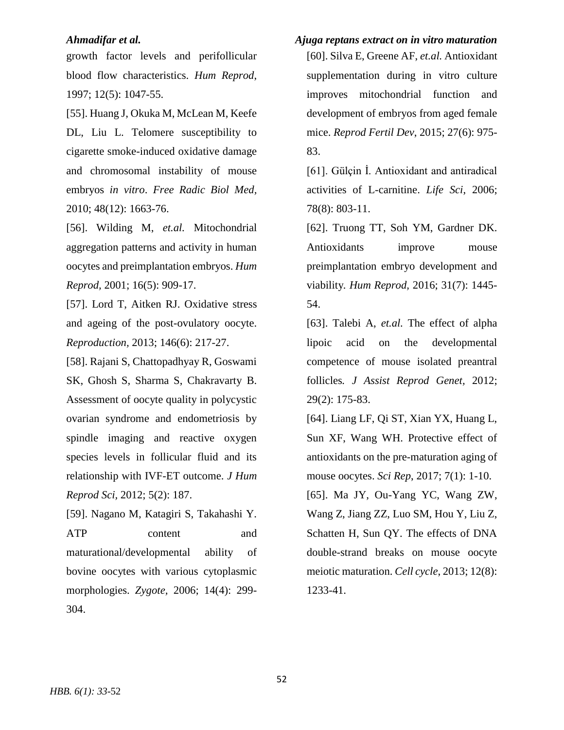growth factor levels and perifollicular blood flow characteristics. *Hum Reprod*, 1997; 12(5): 1047-55.

[55]. Huang J, Okuka M, McLean M, Keefe DL, Liu L. Telomere susceptibility to cigarette smoke-induced oxidative damage and chromosomal instability of mouse embryos *in vitro*. *Free Radic Biol Med*, 2010; 48(12): 1663-76.

[56]. Wilding M, *et.al.* Mitochondrial aggregation patterns and activity in human oocytes and preimplantation embryos. *Hum Reprod,* 2001; 16(5): 909-17.

[57]. Lord T, Aitken RJ. Oxidative stress and ageing of the post-ovulatory oocyte. *Reproduction,* 2013; 146(6): 217-27.

[58]. Rajani S, Chattopadhyay R, Goswami SK, Ghosh S, Sharma S, Chakravarty B. Assessment of oocyte quality in polycystic ovarian syndrome and endometriosis by spindle imaging and reactive oxygen species levels in follicular fluid and its relationship with IVF-ET outcome. *J Hum Reprod Sci*, 2012; 5(2): 187.

[59]. Nagano M, Katagiri S, Takahashi Y. ATP content and maturational/developmental ability of bovine oocytes with various cytoplasmic morphologies. *Zygote,* 2006; 14(4): 299-304.

[60]. Silva E, Greene AF, *et.al.* Antioxidant supplementation during in vitro culture improves mitochondrial function and development of embryos from aged female mice. *Reprod Fertil Dev*, 2015; 27(6): 975-83.

[61]. Gülçin İ. Antioxidant and antiradical activities of L-carnitine. *Life Sci*, 2006; 78(8): 803-11.

[62]. Truong TT, Soh YM, Gardner DK. Antioxidants improve mouse preimplantation embryo development and viability. *Hum Reprod,* 2016; 31(7): 1445-54.

[63]. Talebi A, *et.al.* The effect of alpha lipoic acid on the developmental competence of mouse isolated preantral follicles*. J Assist Reprod Genet,* 2012; 29(2): 175-83.

[64]. Liang LF, Qi ST, Xian YX, Huang L, Sun XF, Wang WH. Protective effect of antioxidants on the pre-maturation aging of mouse oocytes. *Sci Rep*, 2017; 7(1): 1-10.

[65]. Ma JY, Ou-Yang YC, Wang ZW, Wang Z, Jiang ZZ, Luo SM, Hou Y, Liu Z, Schatten H, Sun QY. The effects of DNA double-strand breaks on mouse oocyte meiotic maturation. *Cell cycle*, 2013; 12(8): 1233-41.